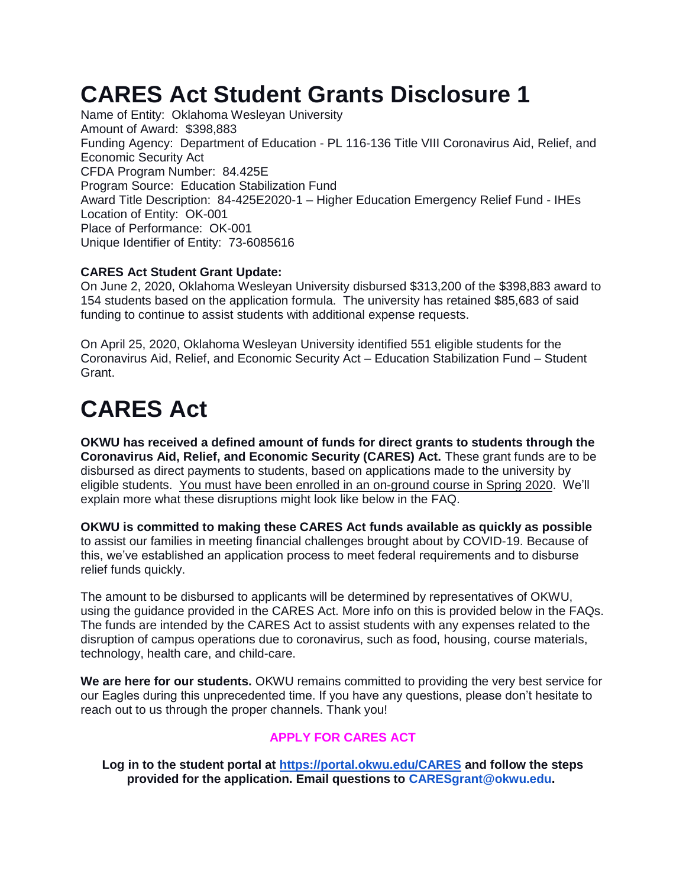# CARES Act Student Grants Disclosure 1

Name of Entity: Oklahoma Wesleyan University
Amount of Award: $398,883
Funding Agency: Department of Education - PL 116-136 Title VIII Coronavirus Aid, Relief, and Economic Security Act
CFDA Program Number: 84.425E
Program Source: Education Stabilization Fund
Award Title Description: 84-425E2020-1 – Higher Education Emergency Relief Fund - IHEs
Location of Entity: OK-001
Place of Performance: OK-001
Unique Identifier of Entity: 73-6085616

**CARES Act Student Grant Update:**
On June 2, 2020, Oklahoma Wesleyan University disbursed $313,200 of the $398,883 award to 154 students based on the application formula. The university has retained $85,683 of said funding to continue to assist students with additional expense requests.

On April 25, 2020, Oklahoma Wesleyan University identified 551 eligible students for the Coronavirus Aid, Relief, and Economic Security Act – Education Stabilization Fund – Student Grant.

# CARES Act

**OKWU has received a defined amount of funds for direct grants to students through the Coronavirus Aid, Relief, and Economic Security (CARES) Act.** These grant funds are to be disbursed as direct payments to students, based on applications made to the university by eligible students. <u>You must have been enrolled in an on-ground course in Spring 2020</u>. We'll explain more what these disruptions might look like below in the FAQ.

**OKWU is committed to making these CARES Act funds available as quickly as possible** to assist our families in meeting financial challenges brought about by COVID-19. Because of this, we've established an application process to meet federal requirements and to disburse relief funds quickly.

The amount to be disbursed to applicants will be determined by representatives of OKWU, using the guidance provided in the CARES Act. More info on this is provided below in the FAQs. The funds are intended by the CARES Act to assist students with any expenses related to the disruption of campus operations due to coronavirus, such as food, housing, course materials, technology, health care, and child-care.

**We are here for our students.** OKWU remains committed to providing the very best service for our Eagles during this unprecedented time. If you have any questions, please don't hesitate to reach out to us through the proper channels. Thank you!

**APPLY FOR CARES ACT**

**Log in to the student portal at https://portal.okwu.edu/CARES and follow the steps provided for the application. Email questions to CARESgrant@okwu.edu.**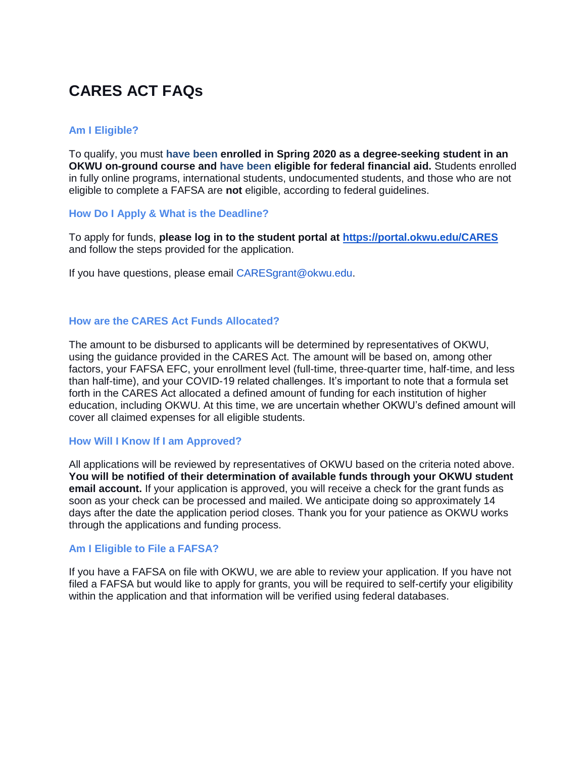# CARES ACT FAQs

### Am I Eligible?

To qualify, you must **have been enrolled in Spring 2020 as a degree-seeking student in an OKWU on-ground course and have been eligible for federal financial aid.** Students enrolled in fully online programs, international students, undocumented students, and those who are not eligible to complete a FAFSA are **not** eligible, according to federal guidelines.

### How Do I Apply & What is the Deadline?

To apply for funds, **please log in to the student portal at [https://portal.okwu.edu/CARES](https://portal.okwu.edu/CARES)** and follow the steps provided for the application.

If you have questions, please email CARESgrant@okwu.edu.

### How are the CARES Act Funds Allocated?

The amount to be disbursed to applicants will be determined by representatives of OKWU, using the guidance provided in the CARES Act. The amount will be based on, among other factors, your FAFSA EFC, your enrollment level (full-time, three-quarter time, half-time, and less than half-time), and your COVID-19 related challenges. It's important to note that a formula set forth in the CARES Act allocated a defined amount of funding for each institution of higher education, including OKWU. At this time, we are uncertain whether OKWU's defined amount will cover all claimed expenses for all eligible students.

### How Will I Know If I am Approved?

All applications will be reviewed by representatives of OKWU based on the criteria noted above. **You will be notified of their determination of available funds through your OKWU student email account.** If your application is approved, you will receive a check for the grant funds as soon as your check can be processed and mailed. We anticipate doing so approximately 14 days after the date the application period closes. Thank you for your patience as OKWU works through the applications and funding process.

### Am I Eligible to File a FAFSA?

If you have a FAFSA on file with OKWU, we are able to review your application. If you have not filed a FAFSA but would like to apply for grants, you will be required to self-certify your eligibility within the application and that information will be verified using federal databases.